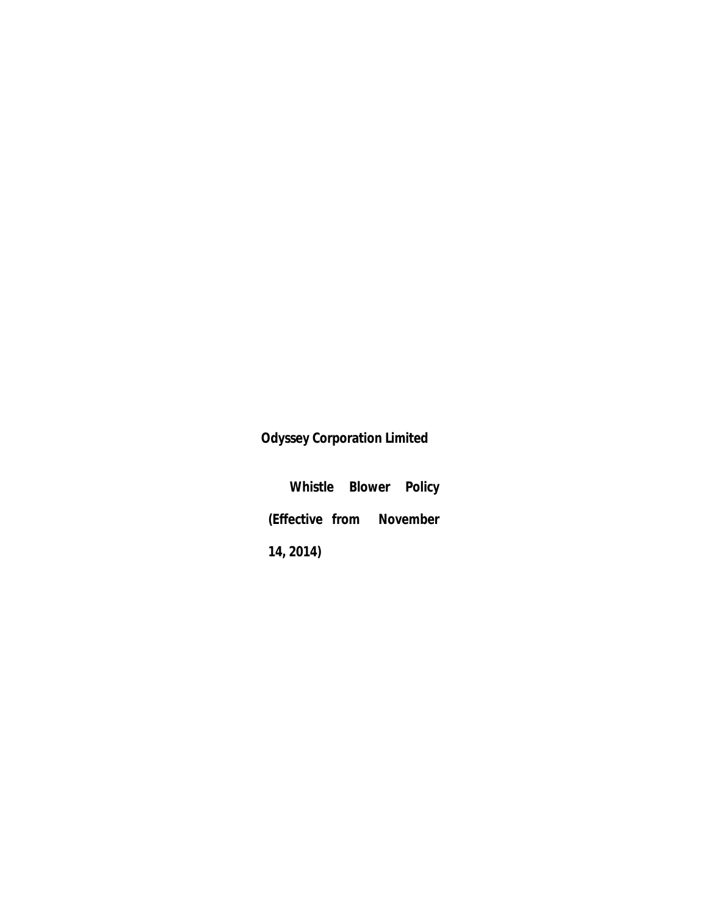**Odyssey Corporation Limited**

**Whistle Blower Policy**

**(Effective from November 14, 2014)**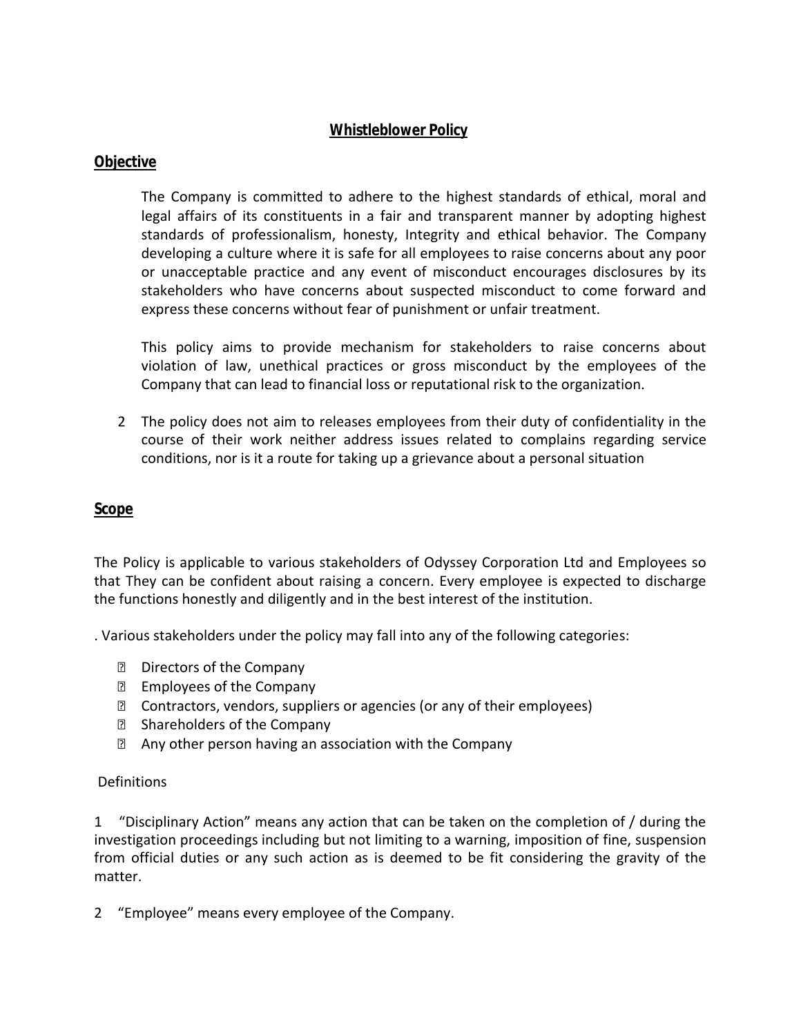## Whistleblower Policy

### Objective

The Company is committed to adhere to the highest standards of ethical, moral and legal affairs of its constituents in a fair and transparent manner by adopting highest standards of professionalism, honesty, Integrity and ethical behavior. The Company developing a culture where it is safe for all employees to raise concerns about any poor or unacceptable practice and any event of misconduct encourages disclosures by its stakeholders who have concerns about suspected misconduct to come forward and express these concerns without fear of punishment or unfair treatment.

This policy aims to provide mechanism for stakeholders to raise concerns about violation of law, unethical practices or gross misconduct by the employees of the Company that can lead to financial loss or reputational risk to the organization.

2 The policy does not aim to releases employees from their duty of confidentiality in the course of their work neither address issues related to complains regarding service conditions, nor is it a route for taking up a grievance about a personal situation

### Scope

The Policy is applicable to various stakeholders of Odyssey Corporation Ltd and Employees so that They can be confident about raising a concern. Every employee is expected to discharge the functions honestly and diligently and in the best interest of the institution.

. Various stakeholders under the policy may fall into any of the following categories:

- Directors of the Company
- Employees of the Company
- Contractors, vendors, suppliers or agencies (or any of their employees)
- Shareholders of the Company
- Any other person having an association with the Company

Definitions

1 "Disciplinary Action" means any action that can be taken on the completion of / during the investigation proceedings including but not limiting to a warning, imposition of fine, suspension from official duties or any such action as is deemed to be fit considering the gravity of the matter.

2 "Employee" means every employee of the Company.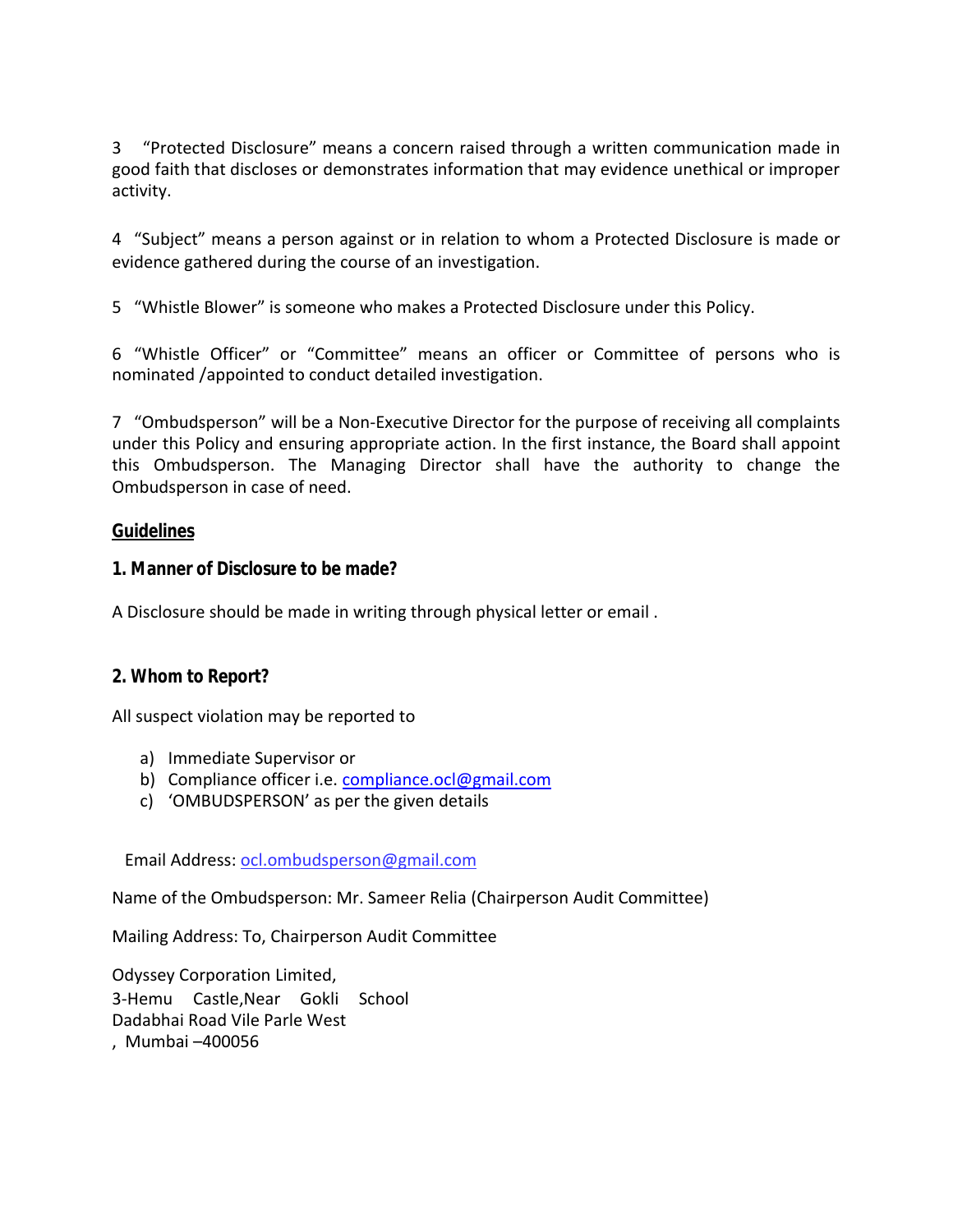3 "Protected Disclosure" means a concern raised through a written communication made in good faith that discloses or demonstrates information that may evidence unethical or improper activity.

4 "Subject" means a person against or in relation to whom a Protected Disclosure is made or evidence gathered during the course of an investigation.

5 "Whistle Blower" is someone who makes a Protected Disclosure under this Policy.

6 "Whistle Officer" or "Committee" means an officer or Committee of persons who is nominated /appointed to conduct detailed investigation.

7 "Ombudsperson" will be a Non-Executive Director for the purpose of receiving all complaints under this Policy and ensuring appropriate action. In the first instance, the Board shall appoint this Ombudsperson. The Managing Director shall have the authority to change the Ombudsperson in case of need.

## Guidelines

### 1. Manner of Disclosure to be made?

A Disclosure should be made in writing through physical letter or email .

### 2. Whom to Report?

All suspect violation may be reported to

a) Immediate Supervisor or
b) Compliance officer i.e. compliance.ocl@gmail.com
c) 'OMBUDSPERSON' as per the given details

Email Address: ocl.ombudsperson@gmail.com

Name of the Ombudsperson: Mr. Sameer Relia (Chairperson Audit Committee)

Mailing Address: To, Chairperson Audit Committee

Odyssey Corporation Limited,
3-Hemu Castle,Near Gokli School
Dadabhai Road Vile Parle West
, Mumbai –400056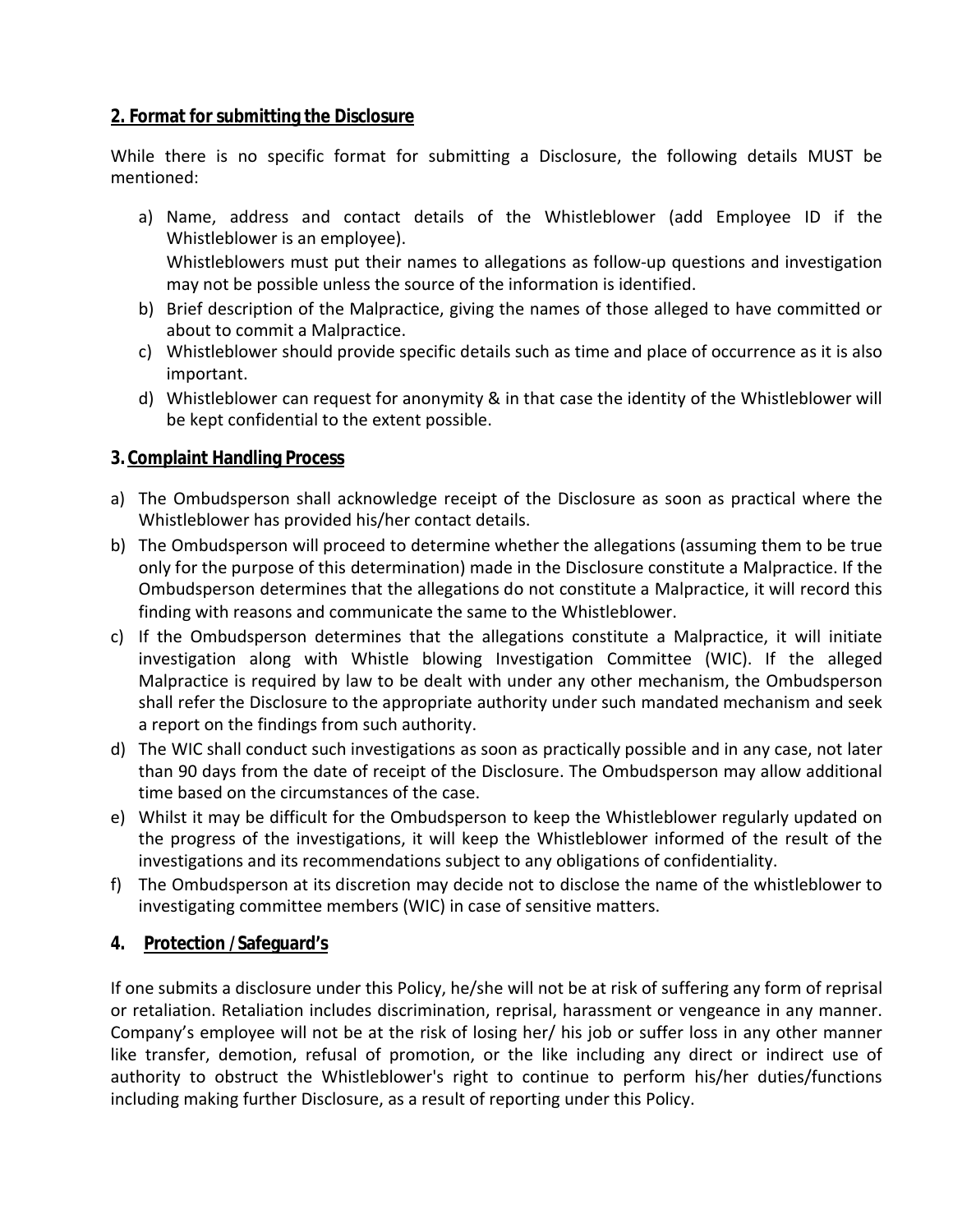## <u>2. Format for submitting the Disclosure</u>

While there is no specific format for submitting a Disclosure, the following details MUST be mentioned:

a) Name, address and contact details of the Whistleblower (add Employee ID if the Whistleblower is an employee).
   Whistleblowers must put their names to allegations as follow-up questions and investigation may not be possible unless the source of the information is identified.
b) Brief description of the Malpractice, giving the names of those alleged to have committed or about to commit a Malpractice.
c) Whistleblower should provide specific details such as time and place of occurrence as it is also important.
d) Whistleblower can request for anonymity & in that case the identity of the Whistleblower will be kept confidential to the extent possible.

## 3. <u>Complaint Handling Process</u>

a) The Ombudsperson shall acknowledge receipt of the Disclosure as soon as practical where the Whistleblower has provided his/her contact details.
b) The Ombudsperson will proceed to determine whether the allegations (assuming them to be true only for the purpose of this determination) made in the Disclosure constitute a Malpractice. If the Ombudsperson determines that the allegations do not constitute a Malpractice, it will record this finding with reasons and communicate the same to the Whistleblower.
c) If the Ombudsperson determines that the allegations constitute a Malpractice, it will initiate investigation along with Whistle blowing Investigation Committee (WIC). If the alleged Malpractice is required by law to be dealt with under any other mechanism, the Ombudsperson shall refer the Disclosure to the appropriate authority under such mandated mechanism and seek a report on the findings from such authority.
d) The WIC shall conduct such investigations as soon as practically possible and in any case, not later than 90 days from the date of receipt of the Disclosure. The Ombudsperson may allow additional time based on the circumstances of the case.
e) Whilst it may be difficult for the Ombudsperson to keep the Whistleblower regularly updated on the progress of the investigations, it will keep the Whistleblower informed of the result of the investigations and its recommendations subject to any obligations of confidentiality.
f) The Ombudsperson at its discretion may decide not to disclose the name of the whistleblower to investigating committee members (WIC) in case of sensitive matters.

## 4. <u>Protection / Safeguard's</u>

If one submits a disclosure under this Policy, he/she will not be at risk of suffering any form of reprisal or retaliation. Retaliation includes discrimination, reprisal, harassment or vengeance in any manner. Company's employee will not be at the risk of losing her/ his job or suffer loss in any other manner like transfer, demotion, refusal of promotion, or the like including any direct or indirect use of authority to obstruct the Whistleblower's right to continue to perform his/her duties/functions including making further Disclosure, as a result of reporting under this Policy.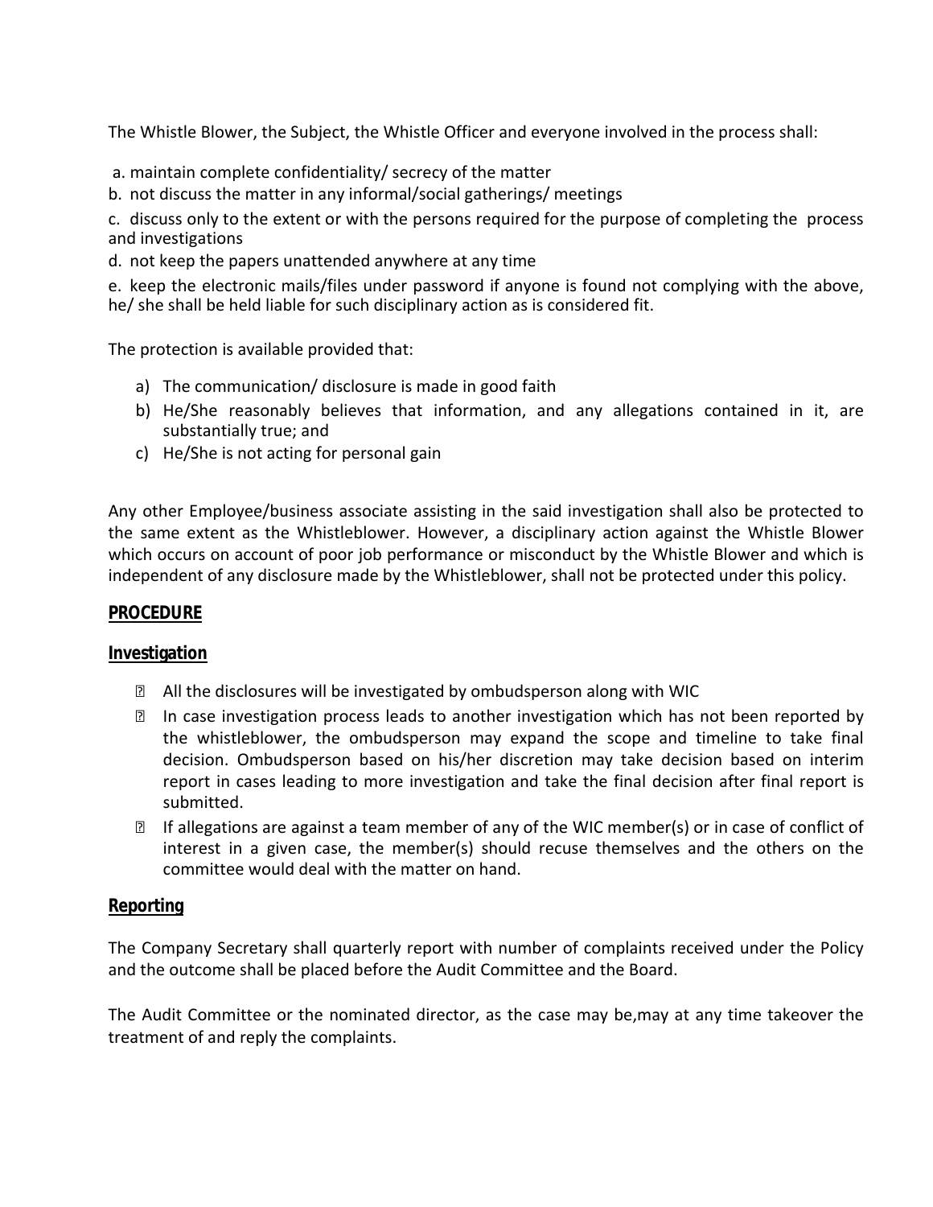The Whistle Blower, the Subject, the Whistle Officer and everyone involved in the process shall:

a. maintain complete confidentiality/ secrecy of the matter

b. not discuss the matter in any informal/social gatherings/ meetings

c. discuss only to the extent or with the persons required for the purpose of completing the process and investigations

d. not keep the papers unattended anywhere at any time

e. keep the electronic mails/files under password if anyone is found not complying with the above, he/ she shall be held liable for such disciplinary action as is considered fit.

The protection is available provided that:

a) The communication/ disclosure is made in good faith
b) He/She reasonably believes that information, and any allegations contained in it, are substantially true; and
c) He/She is not acting for personal gain

Any other Employee/business associate assisting in the said investigation shall also be protected to the same extent as the Whistleblower. However, a disciplinary action against the Whistle Blower which occurs on account of poor job performance or misconduct by the Whistle Blower and which is independent of any disclosure made by the Whistleblower, shall not be protected under this policy.

## PROCEDURE

### Investigation

- All the disclosures will be investigated by ombudsperson along with WIC
- In case investigation process leads to another investigation which has not been reported by the whistleblower, the ombudsperson may expand the scope and timeline to take final decision. Ombudsperson based on his/her discretion may take decision based on interim report in cases leading to more investigation and take the final decision after final report is submitted.
- If allegations are against a team member of any of the WIC member(s) or in case of conflict of interest in a given case, the member(s) should recuse themselves and the others on the committee would deal with the matter on hand.

### Reporting

The Company Secretary shall quarterly report with number of complaints received under the Policy and the outcome shall be placed before the Audit Committee and the Board.

The Audit Committee or the nominated director, as the case may be,may at any time takeover the treatment of and reply the complaints.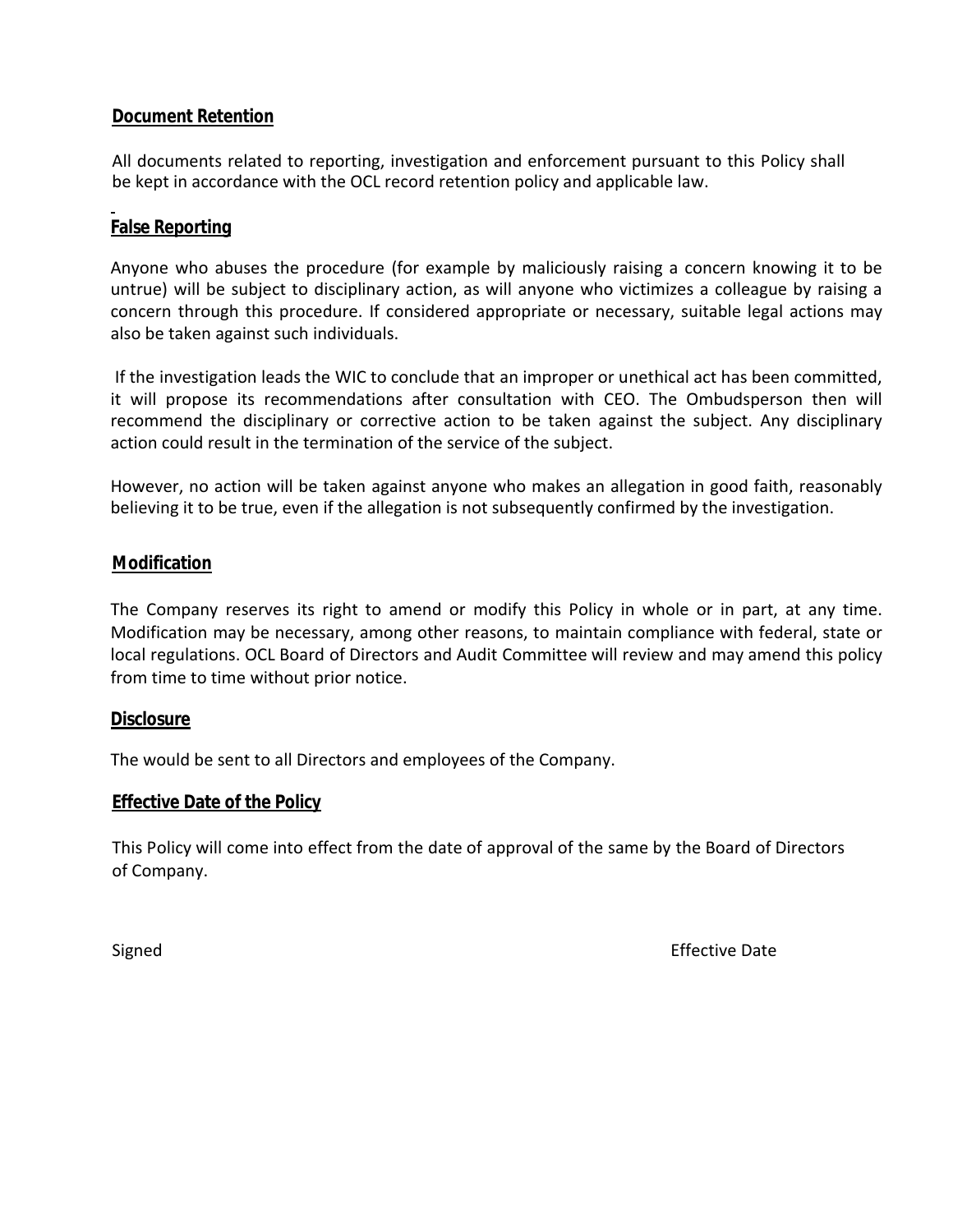**Document Retention**

All documents related to reporting, investigation and enforcement pursuant to this Policy shall be kept in accordance with the OCL record retention policy and applicable law.

**False Reporting**

Anyone who abuses the procedure (for example by maliciously raising a concern knowing it to be untrue) will be subject to disciplinary action, as will anyone who victimizes a colleague by raising a concern through this procedure. If considered appropriate or necessary, suitable legal actions may also be taken against such individuals.

If the investigation leads the WIC to conclude that an improper or unethical act has been committed, it will propose its recommendations after consultation with CEO. The Ombudsperson then will recommend the disciplinary or corrective action to be taken against the subject. Any disciplinary action could result in the termination of the service of the subject.

However, no action will be taken against anyone who makes an allegation in good faith, reasonably believing it to be true, even if the allegation is not subsequently confirmed by the investigation.

**Modification**

The Company reserves its right to amend or modify this Policy in whole or in part, at any time. Modification may be necessary, among other reasons, to maintain compliance with federal, state or local regulations. OCL Board of Directors and Audit Committee will review and may amend this policy from time to time without prior notice.

**Disclosure**

The would be sent to all Directors and employees of the Company.

**Effective Date of the Policy**

This Policy will come into effect from the date of approval of the same by the Board of Directors of Company.

Signed                                                                                    Effective Date